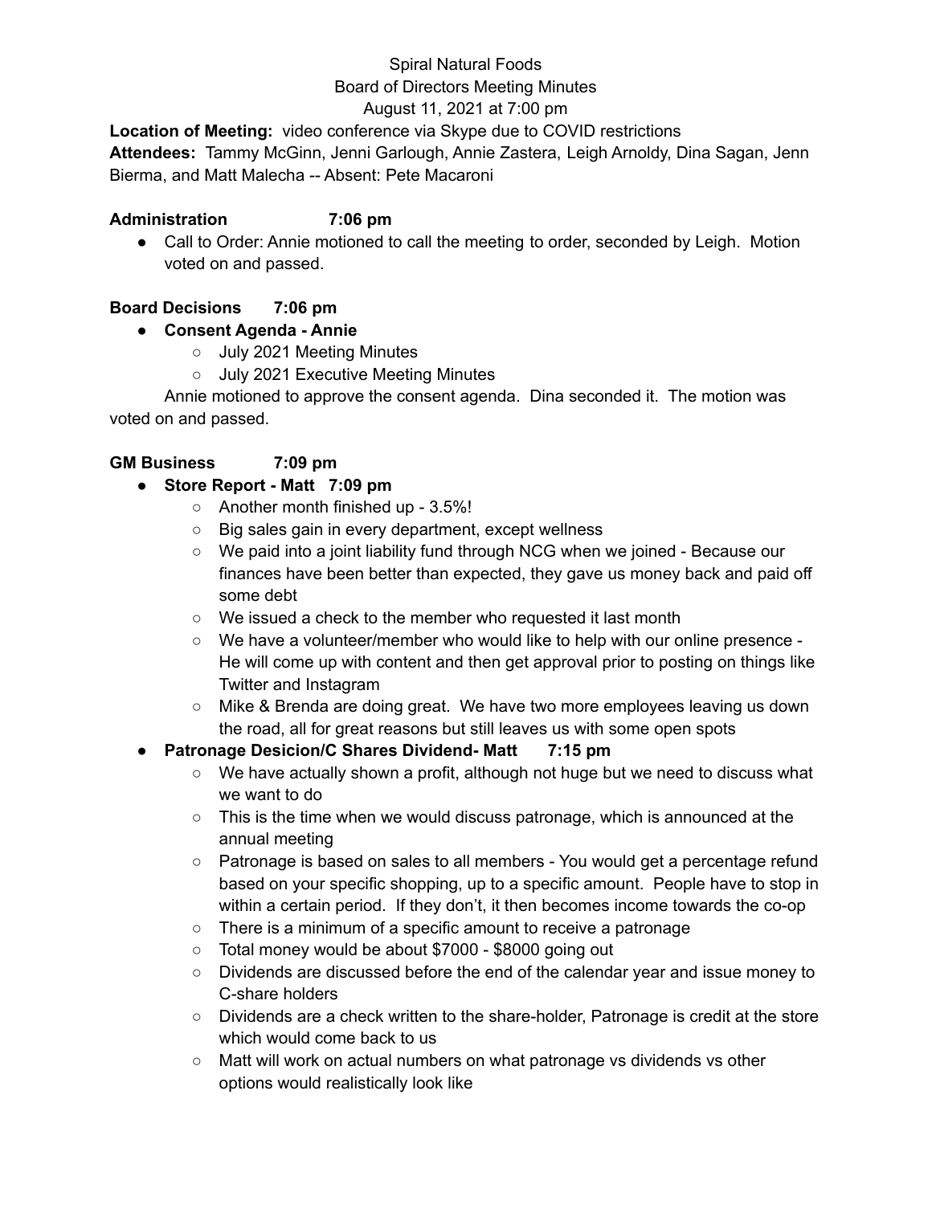Spiral Natural Foods
Board of Directors Meeting Minutes
August 11, 2021 at 7:00 pm

**Location of Meeting:** video conference via Skype due to COVID restrictions
**Attendees:** Tammy McGinn, Jenni Garlough, Annie Zastera, Leigh Arnoldy, Dina Sagan, Jenn Bierma, and Matt Malecha -- Absent: Pete Macaroni

**Administration 7:06 pm**

- Call to Order: Annie motioned to call the meeting to order, seconded by Leigh. Motion voted on and passed.

**Board Decisions 7:06 pm**

- **Consent Agenda - Annie**
  - July 2021 Meeting Minutes
  - July 2021 Executive Meeting Minutes

Annie motioned to approve the consent agenda. Dina seconded it. The motion was voted on and passed.

**GM Business 7:09 pm**

- **Store Report - Matt 7:09 pm**
  - Another month finished up - 3.5%!
  - Big sales gain in every department, except wellness
  - We paid into a joint liability fund through NCG when we joined - Because our finances have been better than expected, they gave us money back and paid off some debt
  - We issued a check to the member who requested it last month
  - We have a volunteer/member who would like to help with our online presence - He will come up with content and then get approval prior to posting on things like Twitter and Instagram
  - Mike & Brenda are doing great. We have two more employees leaving us down the road, all for great reasons but still leaves us with some open spots
- **Patronage Desicion/C Shares Dividend- Matt 7:15 pm**
  - We have actually shown a profit, although not huge but we need to discuss what we want to do
  - This is the time when we would discuss patronage, which is announced at the annual meeting
  - Patronage is based on sales to all members - You would get a percentage refund based on your specific shopping, up to a specific amount. People have to stop in within a certain period. If they don't, it then becomes income towards the co-op
  - There is a minimum of a specific amount to receive a patronage
  - Total money would be about $7000 - $8000 going out
  - Dividends are discussed before the end of the calendar year and issue money to C-share holders
  - Dividends are a check written to the share-holder, Patronage is credit at the store which would come back to us
  - Matt will work on actual numbers on what patronage vs dividends vs other options would realistically look like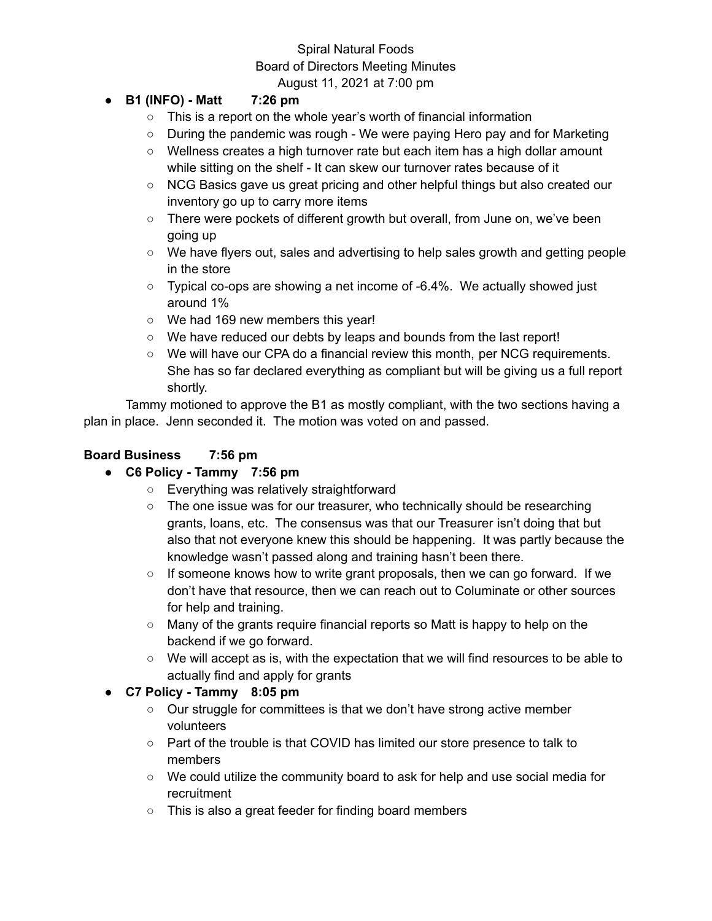Spiral Natural Foods
Board of Directors Meeting Minutes
August 11, 2021 at 7:00 pm

- **B1 (INFO) - Matt 7:26 pm**
  - This is a report on the whole year's worth of financial information
  - During the pandemic was rough - We were paying Hero pay and for Marketing
  - Wellness creates a high turnover rate but each item has a high dollar amount while sitting on the shelf - It can skew our turnover rates because of it
  - NCG Basics gave us great pricing and other helpful things but also created our inventory go up to carry more items
  - There were pockets of different growth but overall, from June on, we've been going up
  - We have flyers out, sales and advertising to help sales growth and getting people in the store
  - Typical co-ops are showing a net income of -6.4%. We actually showed just around 1%
  - We had 169 new members this year!
  - We have reduced our debts by leaps and bounds from the last report!
  - We will have our CPA do a financial review this month, per NCG requirements. She has so far declared everything as compliant but will be giving us a full report shortly.

Tammy motioned to approve the B1 as mostly compliant, with the two sections having a plan in place. Jenn seconded it. The motion was voted on and passed.

**Board Business 7:56 pm**

- **C6 Policy - Tammy 7:56 pm**
  - Everything was relatively straightforward
  - The one issue was for our treasurer, who technically should be researching grants, loans, etc. The consensus was that our Treasurer isn't doing that but also that not everyone knew this should be happening. It was partly because the knowledge wasn't passed along and training hasn't been there.
  - If someone knows how to write grant proposals, then we can go forward. If we don't have that resource, then we can reach out to Columinate or other sources for help and training.
  - Many of the grants require financial reports so Matt is happy to help on the backend if we go forward.
  - We will accept as is, with the expectation that we will find resources to be able to actually find and apply for grants
- **C7 Policy - Tammy 8:05 pm**
  - Our struggle for committees is that we don't have strong active member volunteers
  - Part of the trouble is that COVID has limited our store presence to talk to members
  - We could utilize the community board to ask for help and use social media for recruitment
  - This is also a great feeder for finding board members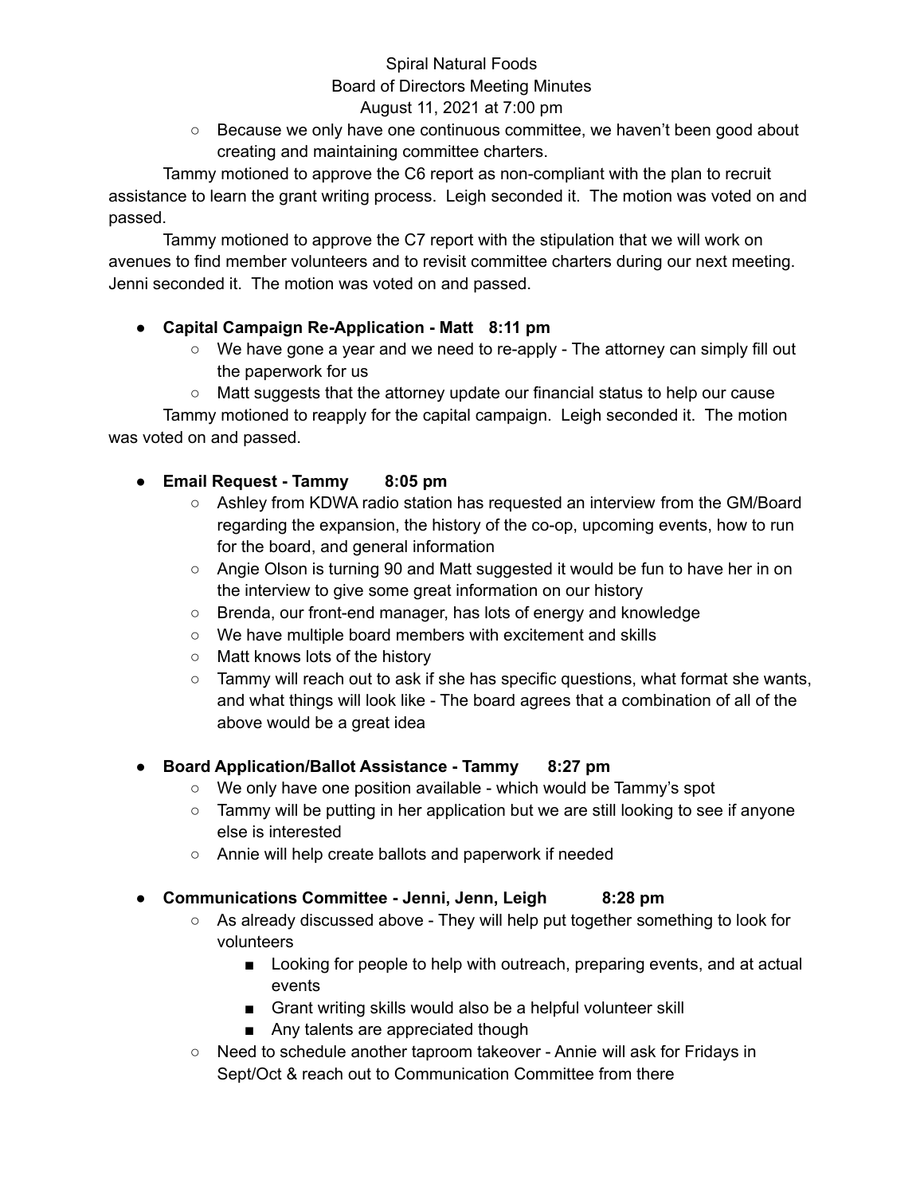Spiral Natural Foods
Board of Directors Meeting Minutes
August 11, 2021 at 7:00 pm

- Because we only have one continuous committee, we haven't been good about creating and maintaining committee charters.

Tammy motioned to approve the C6 report as non-compliant with the plan to recruit assistance to learn the grant writing process. Leigh seconded it. The motion was voted on and passed.

Tammy motioned to approve the C7 report with the stipulation that we will work on avenues to find member volunteers and to revisit committee charters during our next meeting. Jenni seconded it. The motion was voted on and passed.

- **Capital Campaign Re-Application - Matt 8:11 pm**
  - We have gone a year and we need to re-apply - The attorney can simply fill out the paperwork for us
  - Matt suggests that the attorney update our financial status to help our cause

Tammy motioned to reapply for the capital campaign. Leigh seconded it. The motion was voted on and passed.

- **Email Request - Tammy 8:05 pm**
  - Ashley from KDWA radio station has requested an interview from the GM/Board regarding the expansion, the history of the co-op, upcoming events, how to run for the board, and general information
  - Angie Olson is turning 90 and Matt suggested it would be fun to have her in on the interview to give some great information on our history
  - Brenda, our front-end manager, has lots of energy and knowledge
  - We have multiple board members with excitement and skills
  - Matt knows lots of the history
  - Tammy will reach out to ask if she has specific questions, what format she wants, and what things will look like - The board agrees that a combination of all of the above would be a great idea

- **Board Application/Ballot Assistance - Tammy 8:27 pm**
  - We only have one position available - which would be Tammy's spot
  - Tammy will be putting in her application but we are still looking to see if anyone else is interested
  - Annie will help create ballots and paperwork if needed

- **Communications Committee - Jenni, Jenn, Leigh 8:28 pm**
  - As already discussed above - They will help put together something to look for volunteers
    - Looking for people to help with outreach, preparing events, and at actual events
    - Grant writing skills would also be a helpful volunteer skill
    - Any talents are appreciated though
  - Need to schedule another taproom takeover - Annie will ask for Fridays in Sept/Oct & reach out to Communication Committee from there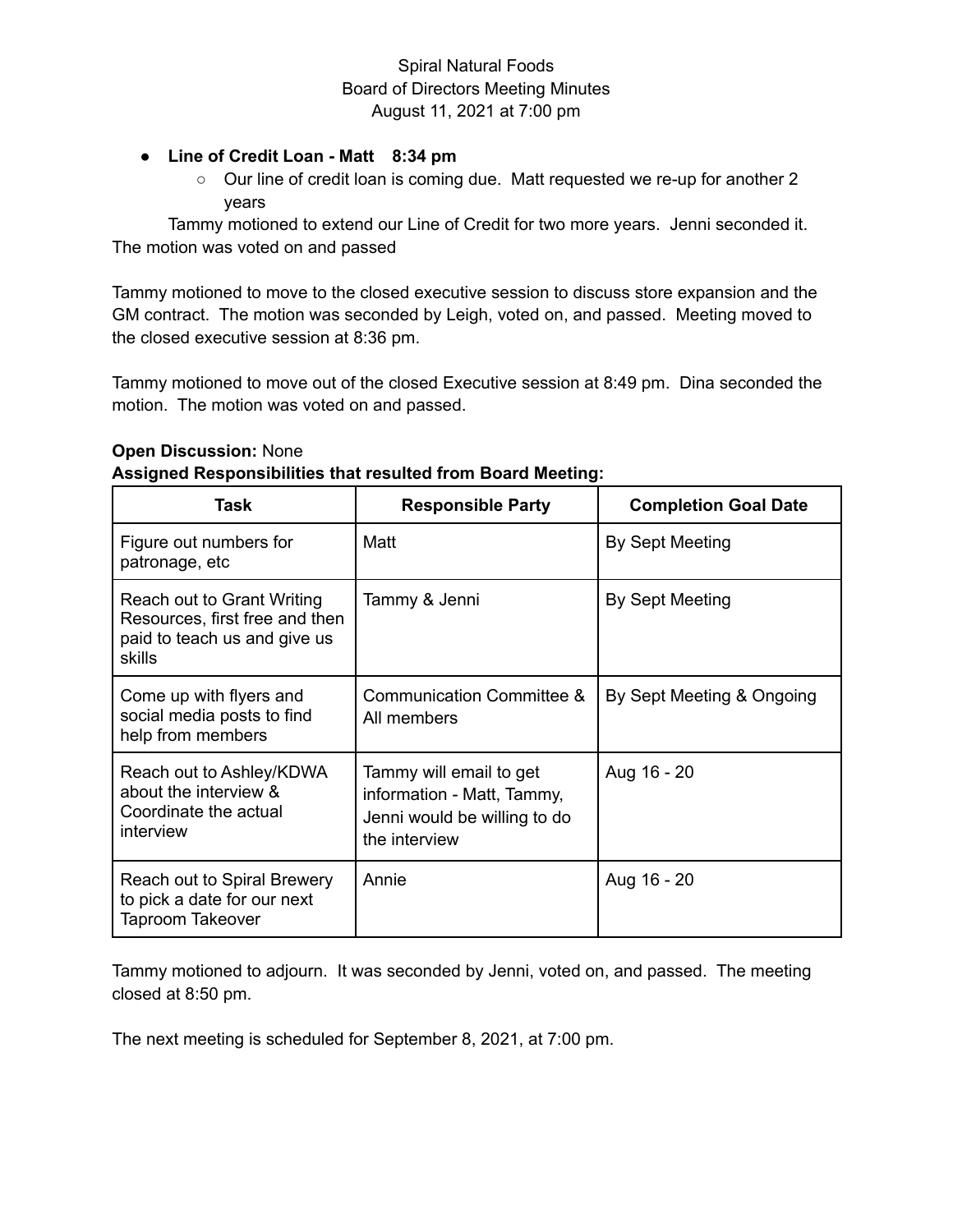Spiral Natural Foods
Board of Directors Meeting Minutes
August 11, 2021 at 7:00 pm

- **Line of Credit Loan - Matt 8:34 pm**
  - Our line of credit loan is coming due. Matt requested we re-up for another 2 years

Tammy motioned to extend our Line of Credit for two more years. Jenni seconded it. The motion was voted on and passed

Tammy motioned to move to the closed executive session to discuss store expansion and the GM contract. The motion was seconded by Leigh, voted on, and passed. Meeting moved to the closed executive session at 8:36 pm.

Tammy motioned to move out of the closed Executive session at 8:49 pm. Dina seconded the motion. The motion was voted on and passed.

**Open Discussion:** None

**Assigned Responsibilities that resulted from Board Meeting:**

| Task | Responsible Party | Completion Goal Date |
|---|---|---|
| Figure out numbers for patronage, etc | Matt | By Sept Meeting |
| Reach out to Grant Writing Resources, first free and then paid to teach us and give us skills | Tammy & Jenni | By Sept Meeting |
| Come up with flyers and social media posts to find help from members | Communication Committee & All members | By Sept Meeting & Ongoing |
| Reach out to Ashley/KDWA about the interview & Coordinate the actual interview | Tammy will email to get information - Matt, Tammy, Jenni would be willing to do the interview | Aug 16 - 20 |
| Reach out to Spiral Brewery to pick a date for our next Taproom Takeover | Annie | Aug 16 - 20 |

Tammy motioned to adjourn. It was seconded by Jenni, voted on, and passed. The meeting closed at 8:50 pm.

The next meeting is scheduled for September 8, 2021, at 7:00 pm.